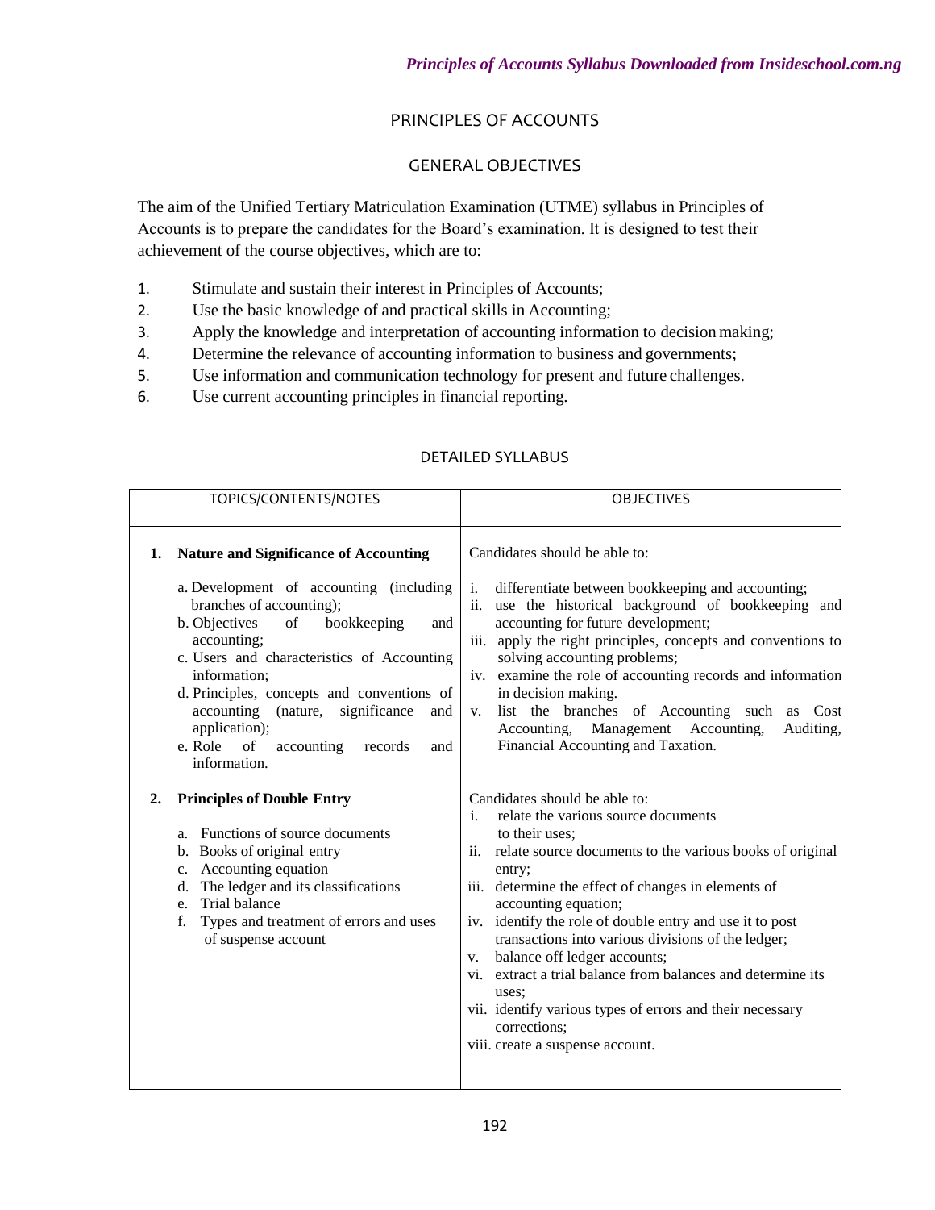# PRINCIPLES OF ACCOUNTS

## GENERAL OBJECTIVES

The aim of the Unified Tertiary Matriculation Examination (UTME) syllabus in Principles of Accounts is to prepare the candidates for the Board's examination. It is designed to test their achievement of the course objectives, which are to:

1. Stimulate and sustain their interest in Principles of Accounts;
2. Use the basic knowledge of and practical skills in Accounting;
3. Apply the knowledge and interpretation of accounting information to decision making;
4. Determine the relevance of accounting information to business and governments;
5. Use information and communication technology for present and future challenges.
6. Use current accounting principles in financial reporting.

## DETAILED SYLLABUS

| TOPICS/CONTENTS/NOTES | OBJECTIVES |
| --- | --- |
| **1. Nature and Significance of Accounting**<br><br>a. Development of accounting (including branches of accounting);<br>b. Objectives of bookkeeping and accounting;<br>c. Users and characteristics of Accounting information;<br>d. Principles, concepts and conventions of accounting (nature, significance and application);<br>e. Role of accounting records and information. | Candidates should be able to:<br><br>i. differentiate between bookkeeping and accounting;<br>ii. use the historical background of bookkeeping and accounting for future development;<br>iii. apply the right principles, concepts and conventions to solving accounting problems;<br>iv. examine the role of accounting records and information in decision making.<br>v. list the branches of Accounting such as Cost Accounting, Management Accounting, Auditing, Financial Accounting and Taxation. |
| **2. Principles of Double Entry**<br><br>a. Functions of source documents<br>b. Books of original entry<br>c. Accounting equation<br>d. The ledger and its classifications<br>e. Trial balance<br>f. Types and treatment of errors and uses of suspense account | Candidates should be able to:<br>i. relate the various source documents to their uses;<br>ii. relate source documents to the various books of original entry;<br>iii. determine the effect of changes in elements of accounting equation;<br>iv. identify the role of double entry and use it to post transactions into various divisions of the ledger;<br>v. balance off ledger accounts;<br>vi. extract a trial balance from balances and determine its uses;<br>vii. identify various types of errors and their necessary corrections;<br>viii. create a suspense account. |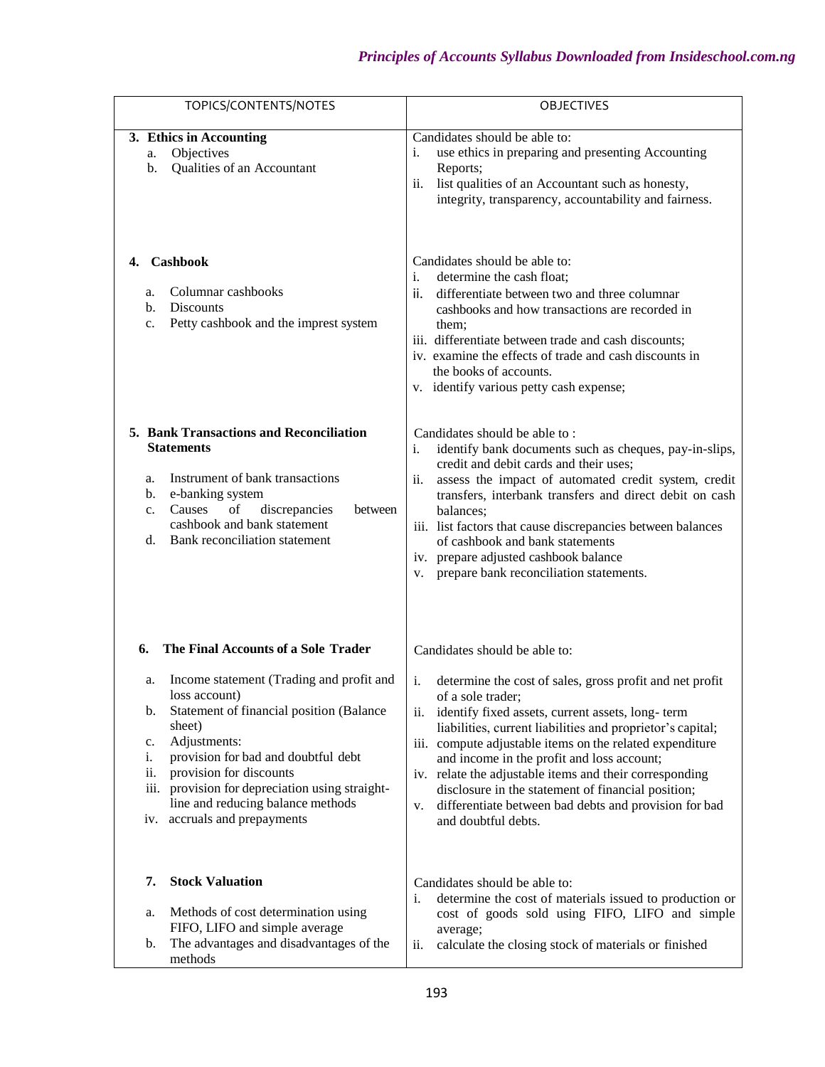| TOPICS/CONTENTS/NOTES | OBJECTIVES |
|---|---|
| **3. Ethics in Accounting**<br>a. Objectives<br>b. Qualities of an Accountant | Candidates should be able to:<br>i. use ethics in preparing and presenting Accounting Reports;<br>ii. list qualities of an Accountant such as honesty, integrity, transparency, accountability and fairness. |
| **4. Cashbook**<br>a. Columnar cashbooks<br>b. Discounts<br>c. Petty cashbook and the imprest system | Candidates should be able to:<br>i. determine the cash float;<br>ii. differentiate between two and three columnar cashbooks and how transactions are recorded in them;<br>iii. differentiate between trade and cash discounts;<br>iv. examine the effects of trade and cash discounts in the books of accounts.<br>v. identify various petty cash expense; |
| **5. Bank Transactions and Reconciliation Statements**<br>a. Instrument of bank transactions<br>b. e-banking system<br>c. Causes of discrepancies between cashbook and bank statement<br>d. Bank reconciliation statement | Candidates should be able to :<br>i. identify bank documents such as cheques, pay-in-slips, credit and debit cards and their uses;<br>ii. assess the impact of automated credit system, credit transfers, interbank transfers and direct debit on cash balances;<br>iii. list factors that cause discrepancies between balances of cashbook and bank statements<br>iv. prepare adjusted cashbook balance<br>v. prepare bank reconciliation statements. |
| **6. The Final Accounts of a Sole Trader**<br>a. Income statement (Trading and profit and loss account)<br>b. Statement of financial position (Balance sheet)<br>c. Adjustments:<br>i. provision for bad and doubtful debt<br>ii. provision for discounts<br>iii. provision for depreciation using straight-line and reducing balance methods<br>iv. accruals and prepayments | Candidates should be able to:<br>i. determine the cost of sales, gross profit and net profit of a sole trader;<br>ii. identify fixed assets, current assets, long- term liabilities, current liabilities and proprietor's capital;<br>iii. compute adjustable items on the related expenditure and income in the profit and loss account;<br>iv. relate the adjustable items and their corresponding disclosure in the statement of financial position;<br>v. differentiate between bad debts and provision for bad and doubtful debts. |
| **7. Stock Valuation**<br>a. Methods of cost determination using FIFO, LIFO and simple average<br>b. The advantages and disadvantages of the methods | Candidates should be able to:<br>i. determine the cost of materials issued to production or cost of goods sold using FIFO, LIFO and simple average;<br>ii. calculate the closing stock of materials or finished |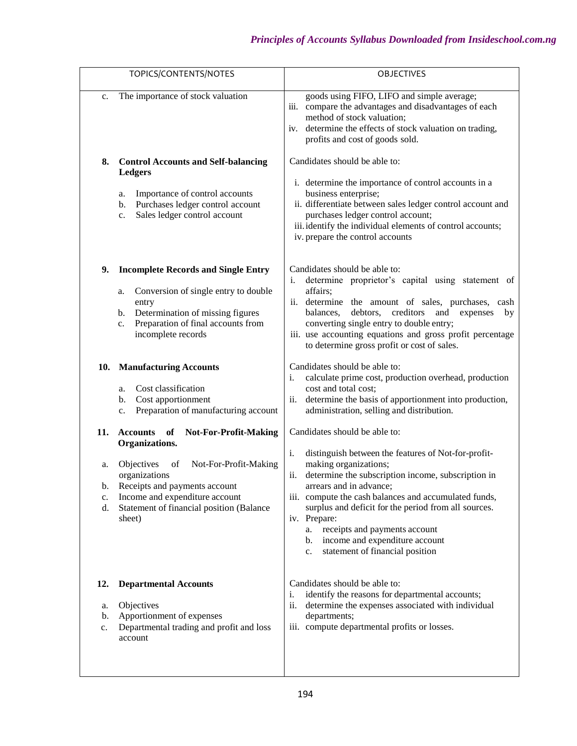| TOPICS/CONTENTS/NOTES | OBJECTIVES |
|---|---|
| c. The importance of stock valuation | goods using FIFO, LIFO and simple average;<br>iii. compare the advantages and disadvantages of each method of stock valuation;<br>iv. determine the effects of stock valuation on trading, profits and cost of goods sold. |
| **8. Control Accounts and Self-balancing Ledgers**<br><br>a. Importance of control accounts<br>b. Purchases ledger control account<br>c. Sales ledger control account | Candidates should be able to:<br><br>i. determine the importance of control accounts in a business enterprise;<br>ii. differentiate between sales ledger control account and purchases ledger control account;<br>iii. identify the individual elements of control accounts;<br>iv. prepare the control accounts |
| **9. Incomplete Records and Single Entry**<br><br>a. Conversion of single entry to double entry<br>b. Determination of missing figures<br>c. Preparation of final accounts from incomplete records | Candidates should be able to:<br>i. determine proprietor's capital using statement of affairs;<br>ii. determine the amount of sales, purchases, cash balances, debtors, creditors and expenses by converting single entry to double entry;<br>iii. use accounting equations and gross profit percentage to determine gross profit or cost of sales. |
| **10. Manufacturing Accounts**<br><br>a. Cost classification<br>b. Cost apportionment<br>c. Preparation of manufacturing account | Candidates should be able to:<br>i. calculate prime cost, production overhead, production cost and total cost;<br>ii. determine the basis of apportionment into production, administration, selling and distribution. |
| **11. Accounts of Not-For-Profit-Making Organizations.**<br><br>a. Objectives of Not-For-Profit-Making organizations<br>b. Receipts and payments account<br>c. Income and expenditure account<br>d. Statement of financial position (Balance sheet) | Candidates should be able to:<br><br>i. distinguish between the features of Not-for-profit-making organizations;<br>ii. determine the subscription income, subscription in arrears and in advance;<br>iii. compute the cash balances and accumulated funds, surplus and deficit for the period from all sources.<br>iv. Prepare:<br>a. receipts and payments account<br>b. income and expenditure account<br>c. statement of financial position |
| **12. Departmental Accounts**<br><br>a. Objectives<br>b. Apportionment of expenses<br>c. Departmental trading and profit and loss account | Candidates should be able to:<br>i. identify the reasons for departmental accounts;<br>ii. determine the expenses associated with individual departments;<br>iii. compute departmental profits or losses. |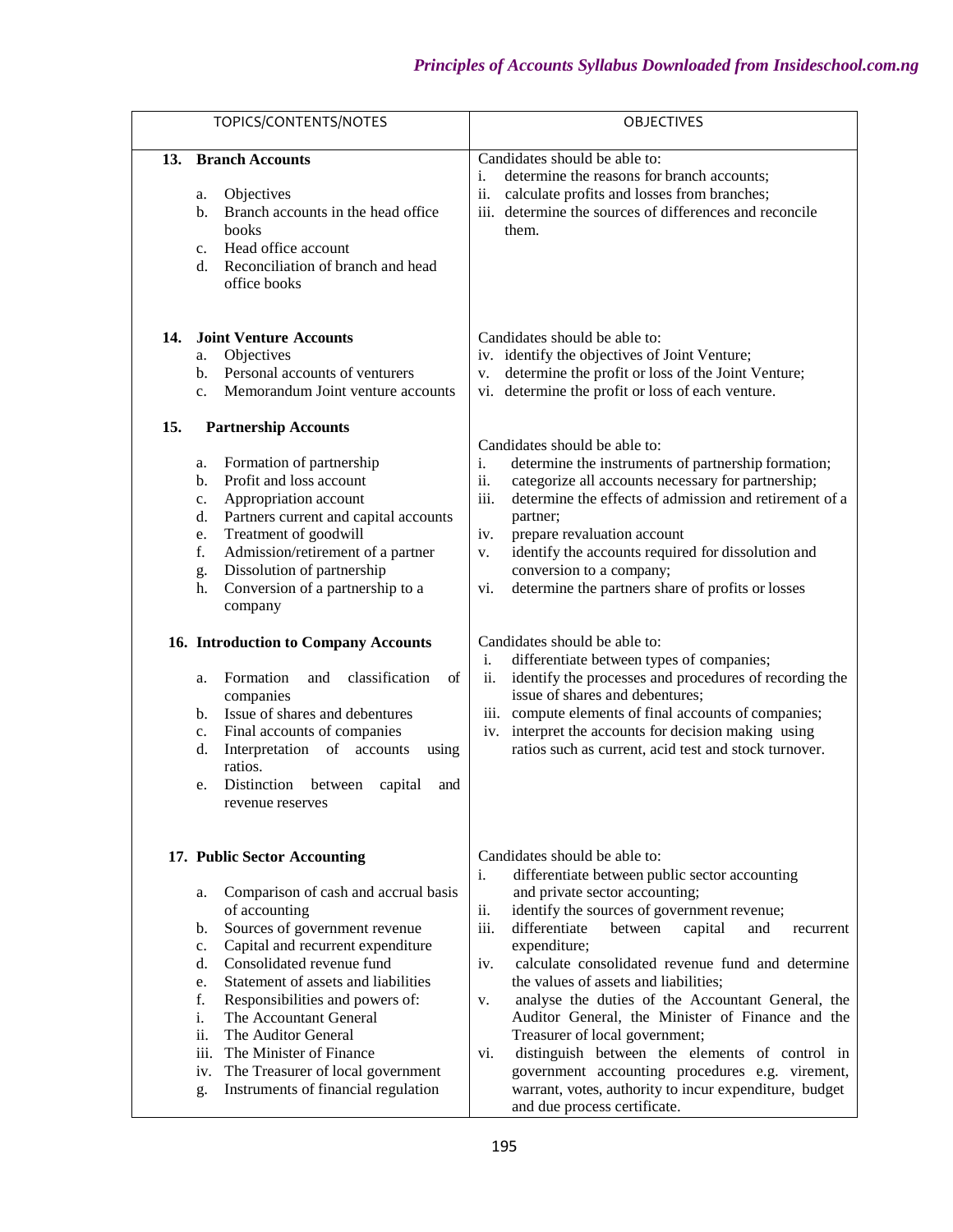| TOPICS/CONTENTS/NOTES | OBJECTIVES |
|---|---|
| **13. Branch Accounts**<br><br>a. Objectives<br>b. Branch accounts in the head office books<br>c. Head office account<br>d. Reconciliation of branch and head office books | Candidates should be able to:<br>i. determine the reasons for branch accounts;<br>ii. calculate profits and losses from branches;<br>iii. determine the sources of differences and reconcile them. |
| **14. Joint Venture Accounts**<br>a. Objectives<br>b. Personal accounts of venturers<br>c. Memorandum Joint venture accounts | Candidates should be able to:<br>iv. identify the objectives of Joint Venture;<br>v. determine the profit or loss of the Joint Venture;<br>vi. determine the profit or loss of each venture. |
| **15. Partnership Accounts**<br><br>a. Formation of partnership<br>b. Profit and loss account<br>c. Appropriation account<br>d. Partners current and capital accounts<br>e. Treatment of goodwill<br>f. Admission/retirement of a partner<br>g. Dissolution of partnership<br>h. Conversion of a partnership to a company | Candidates should be able to:<br>i. determine the instruments of partnership formation;<br>ii. categorize all accounts necessary for partnership;<br>iii. determine the effects of admission and retirement of a partner;<br>iv. prepare revaluation account<br>v. identify the accounts required for dissolution and conversion to a company;<br>vi. determine the partners share of profits or losses |
| **16. Introduction to Company Accounts**<br><br>a. Formation and classification of companies<br>b. Issue of shares and debentures<br>c. Final accounts of companies<br>d. Interpretation of accounts using ratios.<br>e. Distinction between capital and revenue reserves | Candidates should be able to:<br>i. differentiate between types of companies;<br>ii. identify the processes and procedures of recording the issue of shares and debentures;<br>iii. compute elements of final accounts of companies;<br>iv. interpret the accounts for decision making using ratios such as current, acid test and stock turnover. |
| **17. Public Sector Accounting**<br><br>a. Comparison of cash and accrual basis of accounting<br>b. Sources of government revenue<br>c. Capital and recurrent expenditure<br>d. Consolidated revenue fund<br>e. Statement of assets and liabilities<br>f. Responsibilities and powers of:<br>i. The Accountant General<br>ii. The Auditor General<br>iii. The Minister of Finance<br>iv. The Treasurer of local government<br>g. Instruments of financial regulation | Candidates should be able to:<br>i. differentiate between public sector accounting and private sector accounting;<br>ii. identify the sources of government revenue;<br>iii. differentiate between capital and recurrent expenditure;<br>iv. calculate consolidated revenue fund and determine the values of assets and liabilities;<br>v. analyse the duties of the Accountant General, the Auditor General, the Minister of Finance and the Treasurer of local government;<br>vi. distinguish between the elements of control in government accounting procedures e.g. virement, warrant, votes, authority to incur expenditure, budget and due process certificate. |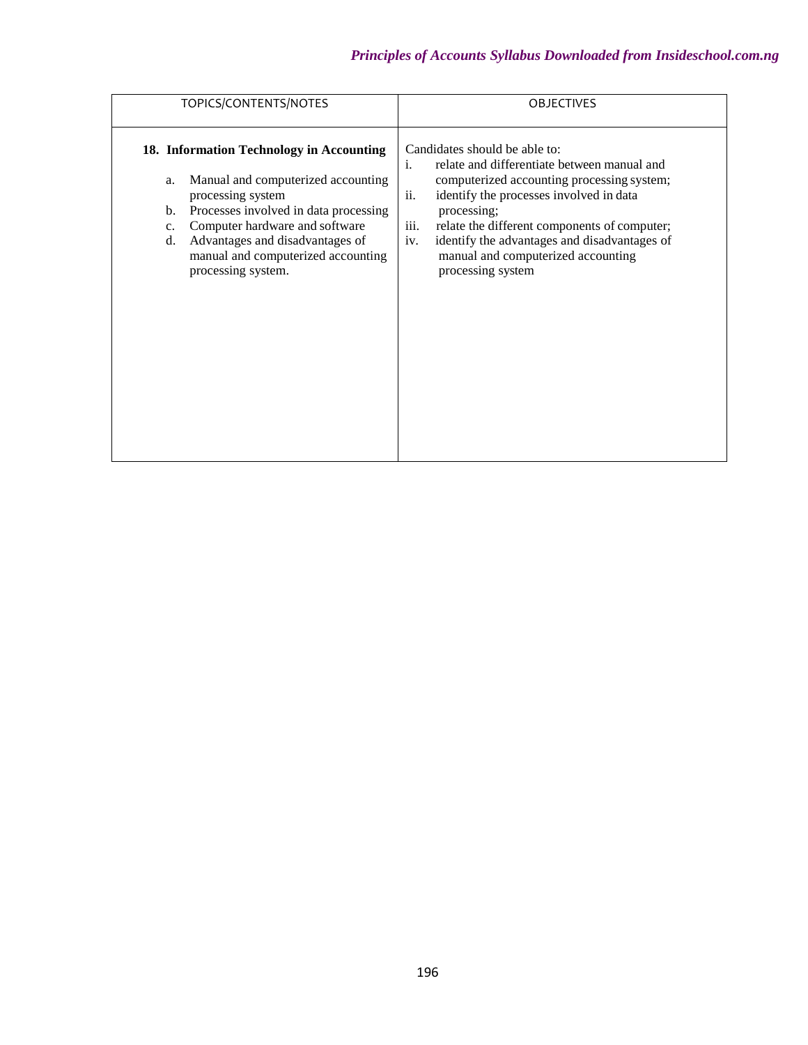| TOPICS/CONTENTS/NOTES | OBJECTIVES |
|---|---|
| **18. Information Technology in Accounting**<br><br>a. Manual and computerized accounting processing system<br>b. Processes involved in data processing<br>c. Computer hardware and software<br>d. Advantages and disadvantages of manual and computerized accounting processing system. | Candidates should be able to:<br>i. relate and differentiate between manual and computerized accounting processing system;<br>ii. identify the processes involved in data processing;<br>iii. relate the different components of computer;<br>iv. identify the advantages and disadvantages of manual and computerized accounting processing system |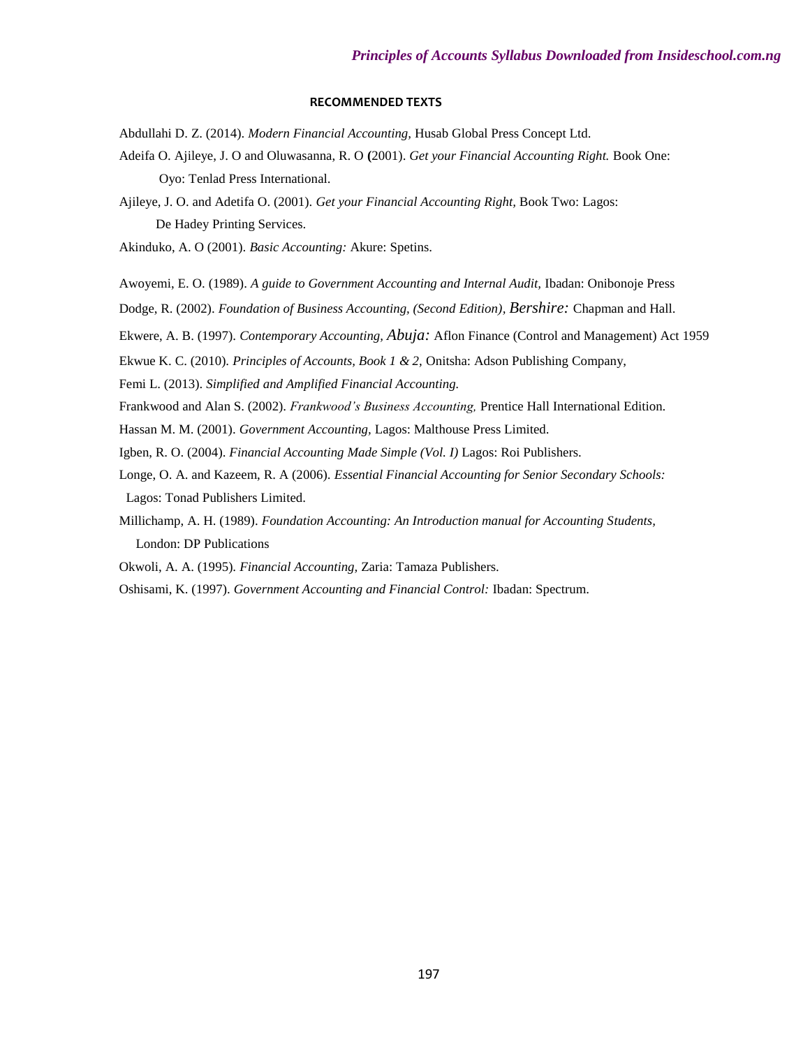## RECOMMENDED TEXTS

Abdullahi D. Z. (2014). *Modern Financial Accounting*, Husab Global Press Concept Ltd.

Adeifa O. Ajileye, J. O and Oluwasanna, R. O **(**2001). *Get your Financial Accounting Right.* Book One: Oyo: Tenlad Press International.

Ajileye, J. O. and Adetifa O. (2001). *Get your Financial Accounting Right,* Book Two: Lagos: De Hadey Printing Services.

Akinduko, A. O (2001). *Basic Accounting:* Akure: Spetins.

Awoyemi, E. O. (1989). *A guide to Government Accounting and Internal Audit,* Ibadan: Onibonoje Press

Dodge, R. (2002). *Foundation of Business Accounting, (Second Edition), Bershire:* Chapman and Hall.

Ekwere, A. B. (1997). *Contemporary Accounting, Abuja:* Aflon Finance (Control and Management) Act 1959

Ekwue K. C. (2010). *Principles of Accounts, Book 1 & 2,* Onitsha: Adson Publishing Company,

Femi L. (2013). *Simplified and Amplified Financial Accounting.*

Frankwood and Alan S. (2002). *Frankwood's Business Accounting,* Prentice Hall International Edition.

Hassan M. M. (2001). *Government Accounting,* Lagos: Malthouse Press Limited.

Igben, R. O. (2004). *Financial Accounting Made Simple (Vol. I)* Lagos: Roi Publishers.

Longe, O. A. and Kazeem, R. A (2006). *Essential Financial Accounting for Senior Secondary Schools:* Lagos: Tonad Publishers Limited.

Millichamp, A. H. (1989). *Foundation Accounting: An Introduction manual for Accounting Students,* London: DP Publications

Okwoli, A. A. (1995). *Financial Accounting,* Zaria: Tamaza Publishers.

Oshisami, K. (1997). *Government Accounting and Financial Control:* Ibadan: Spectrum.